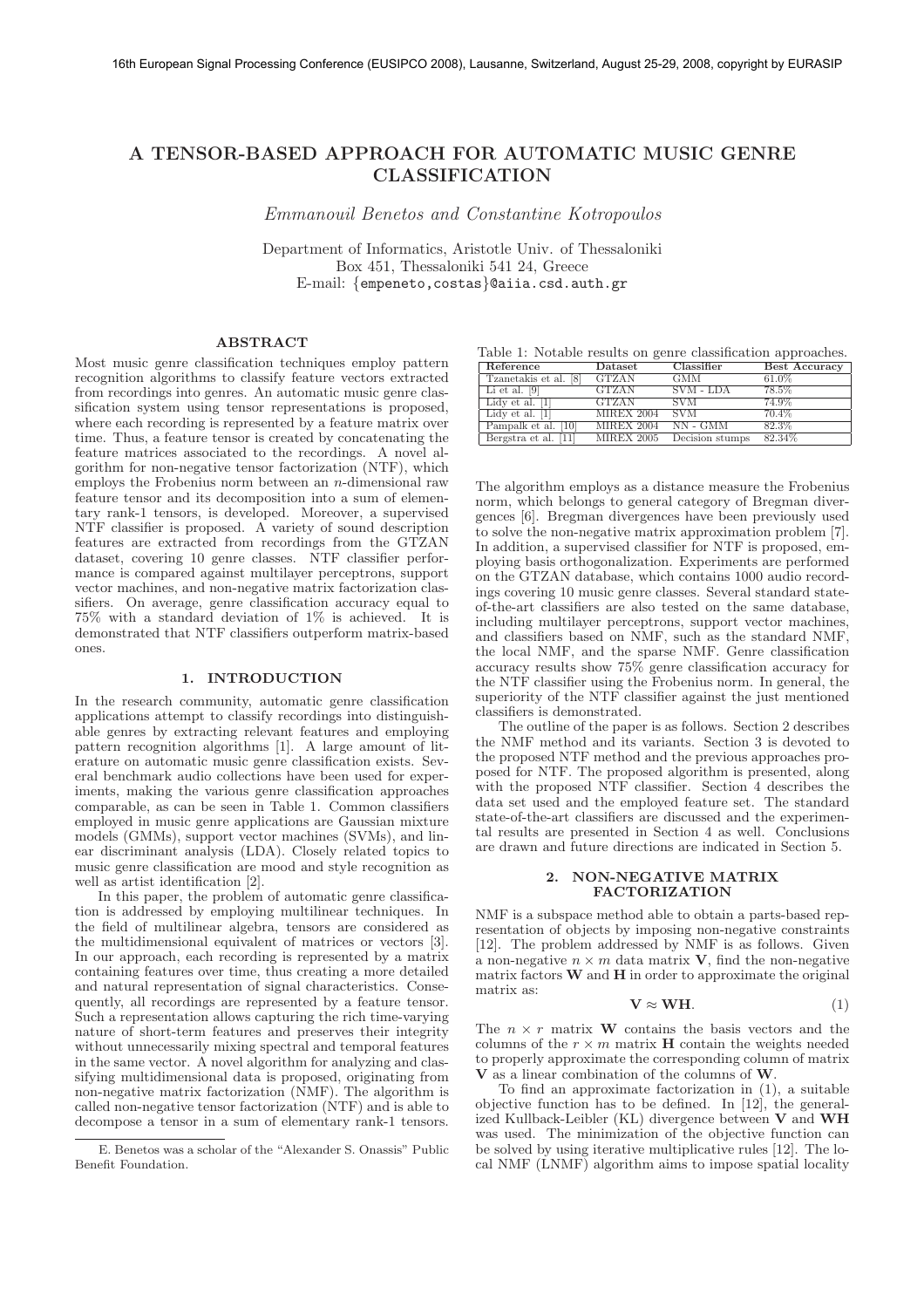# A TENSOR-BASED APPROACH FOR AUTOMATIC MUSIC GENRE CLASSIFICATION

*Emmanouil Benetos and Constantine Kotropoulos*

Department of Informatics, Aristotle Univ. of Thessaloniki
Box 451, Thessaloniki 541 24, Greece
E-mail: {empeneto,costas}@aiia.csd.auth.gr

## ABSTRACT

Most music genre classification techniques employ pattern recognition algorithms to classify feature vectors extracted from recordings into genres. An automatic music genre classification system using tensor representations is proposed, where each recording is represented by a feature matrix over time. Thus, a feature tensor is created by concatenating the feature matrices associated to the recordings. A novel algorithm for non-negative tensor factorization (NTF), which employs the Frobenius norm between an $n$-dimensional raw feature tensor and its decomposition into a sum of elementary rank-1 tensors, is developed. Moreover, a supervised NTF classifier is proposed. A variety of sound description features are extracted from recordings from the GTZAN dataset, covering 10 genre classes. NTF classifier performance is compared against multilayer perceptrons, support vector machines, and non-negative matrix factorization classifiers. On average, genre classification accuracy equal to 75% with a standard deviation of 1% is achieved. It is demonstrated that NTF classifiers outperform matrix-based ones.

## 1. INTRODUCTION

In the research community, automatic genre classification applications attempt to classify recordings into distinguishable genres by extracting relevant features and employing pattern recognition algorithms [1]. A large amount of literature on automatic music genre classification exists. Several benchmark audio collections have been used for experiments, making the various genre classification approaches comparable, as can be seen in Table 1. Common classifiers employed in music genre applications are Gaussian mixture models (GMMs), support vector machines (SVMs), and linear discriminant analysis (LDA). Closely related topics to music genre classification are mood and style recognition as well as artist identification [2].

In this paper, the problem of automatic genre classification is addressed by employing multilinear techniques. In the field of multilinear algebra, tensors are considered as the multidimensional equivalent of matrices or vectors [3]. In our approach, each recording is represented by a matrix containing features over time, thus creating a more detailed and natural representation of signal characteristics. Consequently, all recordings are represented by a feature tensor. Such a representation allows capturing the rich time-varying nature of short-term features and preserves their integrity without unnecessarily mixing spectral and temporal features in the same vector. A novel algorithm for analyzing and classifying multidimensional data is proposed, originating from non-negative matrix factorization (NMF). The algorithm is called non-negative tensor factorization (NTF) and is able to decompose a tensor in a sum of elementary rank-1 tensors.

Table 1: Notable results on genre classification approaches.

| Reference | Dataset | Classifier | Best Accuracy |
|---|---|---|---|
| Tzanetakis et al. [8] | GTZAN | GMM | 61.0% |
| Li et al. [9] | GTZAN | SVM - LDA | 78.5% |
| Lidy et al. [1] | GTZAN | SVM | 74.9% |
| Lidy et al. [1] | MIREX 2004 | SVM | 70.4% |
| Pampalk et al. [10] | MIREX 2004 | NN - GMM | 82.3% |
| Bergstra et al. [11] | MIREX 2005 | Decision stumps | 82.34% |

The algorithm employs as a distance measure the Frobenius norm, which belongs to general category of Bregman divergences [6]. Bregman divergences have been previously used to solve the non-negative matrix approximation problem [7]. In addition, a supervised classifier for NTF is proposed, employing basis orthogonalization. Experiments are performed on the GTZAN database, which contains 1000 audio recordings covering 10 music genre classes. Several standard state-of-the-art classifiers are also tested on the same database, including multilayer perceptrons, support vector machines, and classifiers based on NMF, such as the standard NMF, the local NMF, and the sparse NMF. Genre classification accuracy results show 75% genre classification accuracy for the NTF classifier using the Frobenius norm. In general, the superiority of the NTF classifier against the just mentioned classifiers is demonstrated.

The outline of the paper is as follows. Section 2 describes the NMF method and its variants. Section 3 is devoted to the proposed NTF method and the previous approaches proposed for NTF. The proposed algorithm is presented, along with the proposed NTF classifier. Section 4 describes the data set used and the employed feature set. The standard state-of-the-art classifiers are discussed and the experimental results are presented in Section 4 as well. Conclusions are drawn and future directions are indicated in Section 5.

## 2. NON-NEGATIVE MATRIX FACTORIZATION

NMF is a subspace method able to obtain a parts-based representation of objects by imposing non-negative constraints [12]. The problem addressed by NMF is as follows. Given a non-negative $n \times m$ data matrix $\mathbf{V}$, find the non-negative matrix factors $\mathbf{W}$ and $\mathbf{H}$ in order to approximate the original matrix as:

$$\mathbf{V} \approx \mathbf{WH}. \tag{1}$$

The $n \times r$ matrix $\mathbf{W}$ contains the basis vectors and the columns of the $r \times m$ matrix $\mathbf{H}$ contain the weights needed to properly approximate the corresponding column of matrix $\mathbf{V}$ as a linear combination of the columns of $\mathbf{W}$.

To find an approximate factorization in (1), a suitable objective function has to be defined. In [12], the generalized Kullback-Leibler (KL) divergence between $\mathbf{V}$ and $\mathbf{WH}$ was used. The minimization of the objective function can be solved by using iterative multiplicative rules [12]. The local NMF (LNMF) algorithm aims to impose spatial locality

E. Benetos was a scholar of the "Alexander S. Onassis" Public Benefit Foundation.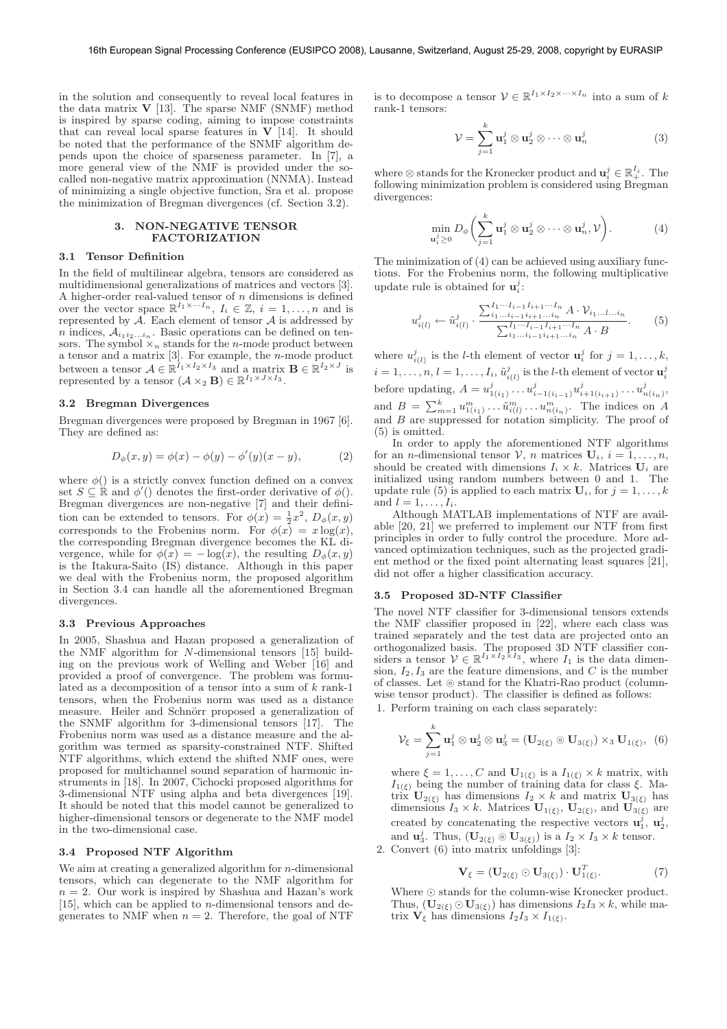in the solution and consequently to reveal local features in the data matrix $\mathbf{V}$ [13]. The sparse NMF (SNMF) method is inspired by sparse coding, aiming to impose constraints that can reveal local sparse features in $\mathbf{V}$ [14]. It should be noted that the performance of the SNMF algorithm depends upon the choice of sparseness parameter. In [7], a more general view of the NMF is provided under the so-called non-negative matrix approximation (NNMA). Instead of minimizing a single objective function, Sra et al. propose the minimization of Bregman divergences (cf. Section 3.2).

## 3. NON-NEGATIVE TENSOR FACTORIZATION

### 3.1 Tensor Definition

In the field of multilinear algebra, tensors are considered as multidimensional generalizations of matrices and vectors [3]. A higher-order real-valued tensor of $n$ dimensions is defined over the vector space $\mathbb{R}^{I_1 \times \cdots I_n}$, $I_i \in \mathbb{Z}$, $i = 1, \ldots, n$ and is represented by $\mathcal{A}$. Each element of tensor $\mathcal{A}$ is addressed by $n$ indices, $\mathcal{A}_{i_1 i_2 \ldots i_n}$. Basic operations can be defined on tensors. The symbol $\times_n$ stands for the $n$-mode product between a tensor and a matrix [3]. For example, the $n$-mode product between a tensor $\mathcal{A} \in \mathbb{R}^{I_1 \times I_2 \times I_3}$ and a matrix $\mathbf{B} \in \mathbb{R}^{I_2 \times J}$ is represented by a tensor $(\mathcal{A} \times_2 \mathbf{B}) \in \mathbb{R}^{I_1 \times J \times I_3}$.

### 3.2 Bregman Divergences

Bregman divergences were proposed by Bregman in 1967 [6]. They are defined as:

$$D_\phi(x, y) = \phi(x) - \phi(y) - \phi'(y)(x - y), \tag{2}$$

where $\phi()$ is a strictly convex function defined on a convex set $S \subseteq \mathbb{R}$ and $\phi'()$ denotes the first-order derivative of $\phi()$. Bregman divergences are non-negative [7] and their definition can be extended to tensors. For $\phi(x) = \frac{1}{2}x^2$, $D_\phi(x, y)$ corresponds to the Frobenius norm. For $\phi(x) = x \log(x)$, the corresponding Bregman divergence becomes the KL divergence, while for $\phi(x) = -\log(x)$, the resulting $D_\phi(x, y)$ is the Itakura-Saito (IS) distance. Although in this paper we deal with the Frobenius norm, the proposed algorithm in Section 3.4 can handle all the aforementioned Bregman divergences.

### 3.3 Previous Approaches

In 2005, Shashua and Hazan proposed a generalization of the NMF algorithm for $N$-dimensional tensors [15] building on the previous work of Welling and Weber [16] and provided a proof of convergence. The problem was formulated as a decomposition of a tensor into a sum of $k$ rank-1 tensors, when the Frobenius norm was used as a distance measure. Heiler and Schnörr proposed a generalization of the SNMF algorithm for 3-dimensional tensors [17]. The Frobenius norm was used as a distance measure and the algorithm was termed as sparsity-constrained NTF. Shifted NTF algorithms, which extend the shifted NMF ones, were proposed for multichannel sound separation of harmonic instruments in [18]. In 2007, Cichocki proposed algorithms for 3-dimensional NTF using alpha and beta divergences [19]. It should be noted that this model cannot be generalized to higher-dimensional tensors or degenerate to the NMF model in the two-dimensional case.

### 3.4 Proposed NTF Algorithm

We aim at creating a generalized algorithm for $n$-dimensional tensors, which can degenerate to the NMF algorithm for $n = 2$. Our work is inspired by Shashua and Hazan's work [15], which can be applied to $n$-dimensional tensors and degenerates to NMF when $n = 2$. Therefore, the goal of NTF is to decompose a tensor $\mathcal{V} \in \mathbb{R}^{I_1 \times I_2 \times \cdots \times I_n}$ into a sum of $k$ rank-1 tensors:

$$\mathcal{V} = \sum_{j=1}^{k} \mathbf{u}_1^j \otimes \mathbf{u}_2^j \otimes \cdots \otimes \mathbf{u}_n^j \tag{3}$$

where $\otimes$ stands for the Kronecker product and $\mathbf{u}_i^j \in \mathbb{R}_+^{I_i}$. The following minimization problem is considered using Bregman divergences:

$$\min_{\mathbf{u}_i^j \geq 0} D_\phi\bigg(\sum_{j=1}^{k} \mathbf{u}_1^j \otimes \mathbf{u}_2^j \otimes \cdots \otimes \mathbf{u}_n^j, \mathcal{V}\bigg). \tag{4}$$

The minimization of (4) can be achieved using auxiliary functions. For the Frobenius norm, the following multiplicative update rule is obtained for $\mathbf{u}_i^j$:

$$u_{i(l)}^j \leftarrow \tilde{u}_{i(l)}^j \cdot \frac{\sum_{i_1 \ldots i_{i-1} i_{i+1} \ldots i_n}^{I_1 \cdots I_{i-1} I_{i+1} \cdots I_n} A \cdot \mathcal{V}_{i_1 \ldots l \ldots i_n}}{\sum_{i_1 \ldots i_{i-1} i_{i+1} \ldots i_n}^{I_1 \cdots I_{i-1} I_{i+1} \cdots I_n} A \cdot B}. \tag{5}$$

where $u_{i(l)}^j$ is the $l$-th element of vector $\mathbf{u}_i^j$ for $j = 1, \ldots, k$, $i = 1, \ldots, n$, $l = 1, \ldots, I_i$, $\tilde{u}_{i(l)}^j$ is the $l$-th element of vector $\mathbf{u}_i^j$ before updating, $A = u_{1(i_1)}^j \ldots u_{i-1(i_{i-1})}^j u_{i+1(i_{i+1})}^j \ldots u_{n(i_n)}^j$, and $B = \sum_{m=1}^{k} u_{1(i_1)}^m \ldots \tilde{u}_{i(l)}^m \ldots u_{n(i_n)}^m$. The indices on $A$ and $B$ are suppressed for notation simplicity. The proof of (5) is omitted.

In order to apply the aforementioned NTF algorithms for an $n$-dimensional tensor $\mathcal{V}$, $n$ matrices $\mathbf{U}_i$, $i = 1, \ldots, n$, should be created with dimensions $I_i \times k$. Matrices $\mathbf{U}_i$ are initialized using random numbers between 0 and 1. The update rule (5) is applied to each matrix $\mathbf{U}_i$, for $j = 1, \ldots, k$ and $l = 1, \ldots, I_i$.

Although MATLAB implementations of NTF are available [20, 21] we preferred to implement our NTF from first principles in order to fully control the procedure. More advanced optimization techniques, such as the projected gradient method or the fixed point alternating least squares [21], did not offer a higher classification accuracy.

### 3.5 Proposed 3D-NTF Classifier

The novel NTF classifier for 3-dimensional tensors extends the NMF classifier proposed in [22], where each class was trained separately and the test data are projected onto an orthogonalized basis. The proposed 3D NTF classifier considers a tensor $\mathcal{V} \in \mathbb{R}^{I_1 \times I_2 \times I_3}$, where $I_1$ is the data dimension, $I_2, I_3$ are the feature dimensions, and $C$ is the number of classes. Let $\circledcirc$ stand for the Khatri-Rao product (column-wise tensor product). The classifier is defined as follows:

1. Perform training on each class separately:

$$\mathcal{V}_\xi = \sum_{j=1}^{k} \mathbf{u}_1^j \otimes \mathbf{u}_2^j \otimes \mathbf{u}_3^j = (\mathbf{U}_{2(\xi)} \circledcirc \mathbf{U}_{3(\xi)}) \times_3 \mathbf{U}_{1(\xi)}, \tag{6}$$

where $\xi = 1, \ldots, C$ and $\mathbf{U}_{1(\xi)}$ is a $I_{1(\xi)} \times k$ matrix, with $I_{1(\xi)}$ being the number of training data for class $\xi$. Matrix $\mathbf{U}_{2(\xi)}$ has dimensions $I_2 \times k$ and matrix $\mathbf{U}_{3(\xi)}$ has dimensions $I_3 \times k$. Matrices $\mathbf{U}_{1(\xi)}$, $\mathbf{U}_{2(\xi)}$, and $\mathbf{U}_{3(\xi)}$ are created by concatenating the respective vectors $\mathbf{u}_1^j$, $\mathbf{u}_2^j$, and $\mathbf{u}_3^j$. Thus, $(\mathbf{U}_{2(\xi)} \circledcirc \mathbf{U}_{3(\xi)})$ is a $I_2 \times I_3 \times k$ tensor.

2. Convert (6) into matrix unfoldings [3]:

$$\mathbf{V}_\xi = (\mathbf{U}_{2(\xi)} \odot \mathbf{U}_{3(\xi)}) \cdot \mathbf{U}_{1(\xi)}^T. \tag{7}$$

Where $\odot$ stands for the column-wise Kronecker product. Thus, $(\mathbf{U}_{2(\xi)} \odot \mathbf{U}_{3(\xi)})$ has dimensions $I_2 I_3 \times k$, while matrix $\mathbf{V}_\xi$ has dimensions $I_2 I_3 \times I_{1(\xi)}$.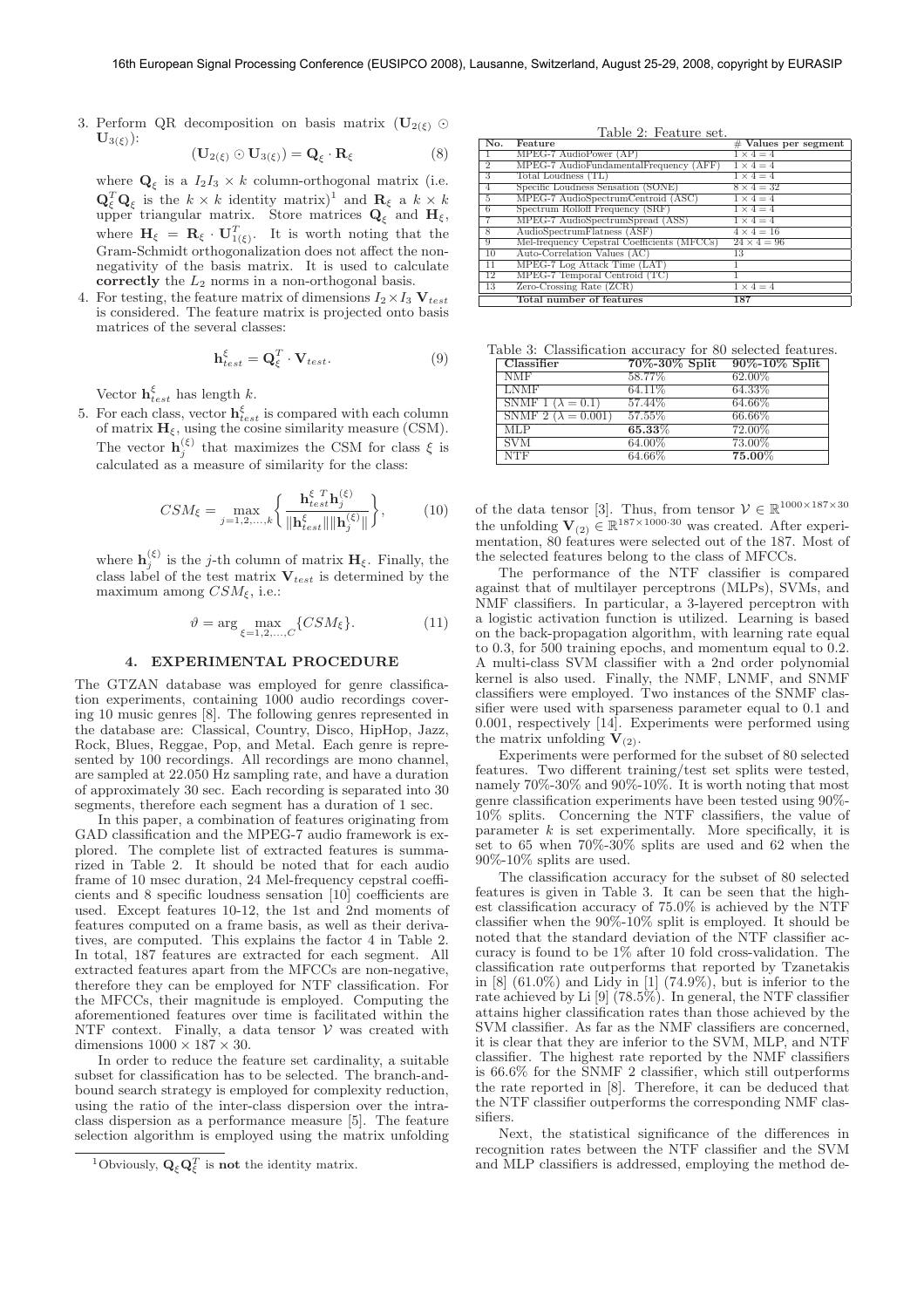3. Perform QR decomposition on basis matrix ($\mathbf{U}_{2(\xi)} \odot \mathbf{U}_{3(\xi)}$):

$$(\mathbf{U}_{2(\xi)} \odot \mathbf{U}_{3(\xi)}) = \mathbf{Q}_\xi \cdot \mathbf{R}_\xi \tag{8}$$

where $\mathbf{Q}_\xi$ is a $I_2 I_3 \times k$ column-orthogonal matrix (i.e. $\mathbf{Q}_\xi^T \mathbf{Q}_\xi$ is the $k \times k$ identity matrix)[1] and $\mathbf{R}_\xi$ a $k \times k$ upper triangular matrix. Store matrices $\mathbf{Q}_\xi$ and $\mathbf{H}_\xi$, where $\mathbf{H}_\xi = \mathbf{R}_\xi \cdot \mathbf{U}_{1(\xi)}^T$. It is worth noting that the Gram-Schmidt orthogonalization does not affect the non-negativity of the basis matrix. It is used to calculate **correctly** the $L_2$ norms in a non-orthogonal basis.

4. For testing, the feature matrix of dimensions $I_2 \times I_3$ $\mathbf{V}_{test}$ is considered. The feature matrix is projected onto basis matrices of the several classes:

$$\mathbf{h}_{test}^\xi = \mathbf{Q}_\xi^T \cdot \mathbf{V}_{test}. \tag{9}$$

Vector $\mathbf{h}_{test}^\xi$ has length $k$.

5. For each class, vector $\mathbf{h}_{test}^\xi$ is compared with each column of matrix $\mathbf{H}_\xi$, using the cosine similarity measure (CSM). The vector $\mathbf{h}_j^{(\xi)}$ that maximizes the CSM for class $\xi$ is calculated as a measure of similarity for the class:

$$CSM_\xi = \max_{j=1,2,\ldots,k} \left\{ \frac{\mathbf{h}_{test}^{\xi\ T} \mathbf{h}_j^{(\xi)}}{\|\mathbf{h}_{test}^\xi\| \|\mathbf{h}_j^{(\xi)}\|} \right\}, \tag{10}$$

where $\mathbf{h}_j^{(\xi)}$ is the $j$-th column of matrix $\mathbf{H}_\xi$. Finally, the class label of the test matrix $\mathbf{V}_{test}$ is determined by the maximum among $CSM_\xi$, i.e.:

$$\vartheta = \arg \max_{\xi=1,2,\ldots,C} \{CSM_\xi\}. \tag{11}$$

## 4. EXPERIMENTAL PROCEDURE

The GTZAN database was employed for genre classification experiments, containing 1000 audio recordings covering 10 music genres [8]. The following genres represented in the database are: Classical, Country, Disco, HipHop, Jazz, Rock, Blues, Reggae, Pop, and Metal. Each genre is represented by 100 recordings. All recordings are mono channel, are sampled at 22.050 Hz sampling rate, and have a duration of approximately 30 sec. Each recording is separated into 30 segments, therefore each segment has a duration of 1 sec.

In this paper, a combination of features originating from GAD classification and the MPEG-7 audio framework is explored. The complete list of extracted features is summarized in Table 2. It should be noted that for each audio frame of 10 msec duration, 24 Mel-frequency cepstral coefficients and 8 specific loudness sensation [10] coefficients are used. Except features 10-12, the 1st and 2nd moments of features computed on a frame basis, as well as their derivatives, are computed. This explains the factor 4 in Table 2. In total, 187 features are extracted for each segment. All extracted features apart from the MFCCs are non-negative, therefore they can be employed for NTF classification. For the MFCCs, their magnitude is employed. Computing the aforementioned features over time is facilitated within the NTF context. Finally, a data tensor $\mathcal{V}$ was created with dimensions $1000 \times 187 \times 30$.

In order to reduce the feature set cardinality, a suitable subset for classification has to be selected. The branch-and-bound search strategy is employed for complexity reduction, using the ratio of the inter-class dispersion over the intra-class dispersion as a performance measure [5]. The feature selection algorithm is employed using the matrix unfolding of the data tensor [3]. Thus, from tensor $\mathcal{V} \in \mathbb{R}^{1000 \times 187 \times 30}$ the unfolding $\mathbf{V}_{(2)} \in \mathbb{R}^{187 \times 1000 \cdot 30}$ was created. After experimentation, 80 features were selected out of the 187. Most of the selected features belong to the class of MFCCs.

Table 2: Feature set.

| No. | Feature | # Values per segment |
|---|---|---|
| 1 | MPEG-7 AudioPower (AP) | $1 \times 4 = 4$ |
| 2 | MPEG-7 AudioFundamentalFrequency (AFF) | $1 \times 4 = 4$ |
| 3 | Total Loudness (TL) | $1 \times 4 = 4$ |
| 4 | Specific Loudness Sensation (SONE) | $8 \times 4 = 32$ |
| 5 | MPEG-7 AudioSpectrumCentroid (ASC) | $1 \times 4 = 4$ |
| 6 | Spectrum Rolloff Frequency (SRF) | $1 \times 4 = 4$ |
| 7 | MPEG-7 AudioSpectrumSpread (ASS) | $1 \times 4 = 4$ |
| 8 | AudioSpectrumFlatness (ASF) | $4 \times 4 = 16$ |
| 9 | Mel-frequency Cepstral Coefficients (MFCCs) | $24 \times 4 = 96$ |
| 10 | Auto-Correlation Values (AC) | 13 |
| 11 | MPEG-7 Log Attack Time (LAT) | 1 |
| 12 | MPEG-7 Temporal Centroid (TC) | 1 |
| 13 | Zero-Crossing Rate (ZCR) | $1 \times 4 = 4$ |
| | **Total number of features** | **187** |

Table 3: Classification accuracy for 80 selected features.

| Classifier | 70%-30% Split | 90%-10% Split |
|---|---|---|
| NMF | 58.77% | 62.00% |
| LNMF | 64.11% | 64.33% |
| SNMF 1 ($\lambda = 0.1$) | 57.44% | 64.66% |
| SNMF 2 ($\lambda = 0.001$) | 57.55% | 66.66% |
| MLP | **65.33**% | 72.00% |
| SVM | 64.00% | 73.00% |
| NTF | 64.66% | **75.00**% |

The performance of the NTF classifier is compared against that of multilayer perceptrons (MLPs), SVMs, and NMF classifiers. In particular, a 3-layered perceptron with a logistic activation function is utilized. Learning is based on the back-propagation algorithm, with learning rate equal to 0.3, for 500 training epochs, and momentum equal to 0.2. A multi-class SVM classifier with a 2nd order polynomial kernel is also used. Finally, the NMF, LNMF, and SNMF classifiers were employed. Two instances of the SNMF classifier were used with sparseness parameter equal to 0.1 and 0.001, respectively [14]. Experiments were performed using the matrix unfolding $\mathbf{V}_{(2)}$.

Experiments were performed for the subset of 80 selected features. Two different training/test sets splits were tested, namely 70%-30% and 90%-10%. It is worth noting that most genre classification experiments have been tested using 90%-10% splits. Concerning the NTF classifiers, the value of parameter $k$ is set experimentally. More specifically, it is set to 65 when 70%-30% splits are used and 62 when the 90%-10% splits are used.

The classification accuracy for the subset of 80 selected features is given in Table 3. It can be seen that the highest classification accuracy of 75.0% is achieved by the NTF classifier when the 90%-10% split is employed. It should be noted that the standard deviation of the NTF classifier accuracy is found to be 1% after 10 fold cross-validation. The classification rate outperforms that reported by Tzanetakis in [8] (61.0%) and Lidy in [1] (74.9%), but is inferior to the rate achieved by Li [9] (78.5%). In general, the NTF classifier attains higher classification rates than those achieved by the SVM classifier. As far as the NMF classifiers are concerned, it is clear that they are inferior to the SVM, MLP, and NTF classifier. The highest rate reported by the NMF classifiers is 66.6% for the SNMF 2 classifier, which still outperforms the rate reported in [8]. Therefore, it can be deduced that the NTF classifier outperforms the corresponding NMF classifiers.

Next, the statistical significance of the differences in recognition rates between the NTF classifier and the SVM and MLP classifiers is addressed, employing the method de-

[1] Obviously, $\mathbf{Q}_\xi \mathbf{Q}_\xi^T$ is **not** the identity matrix.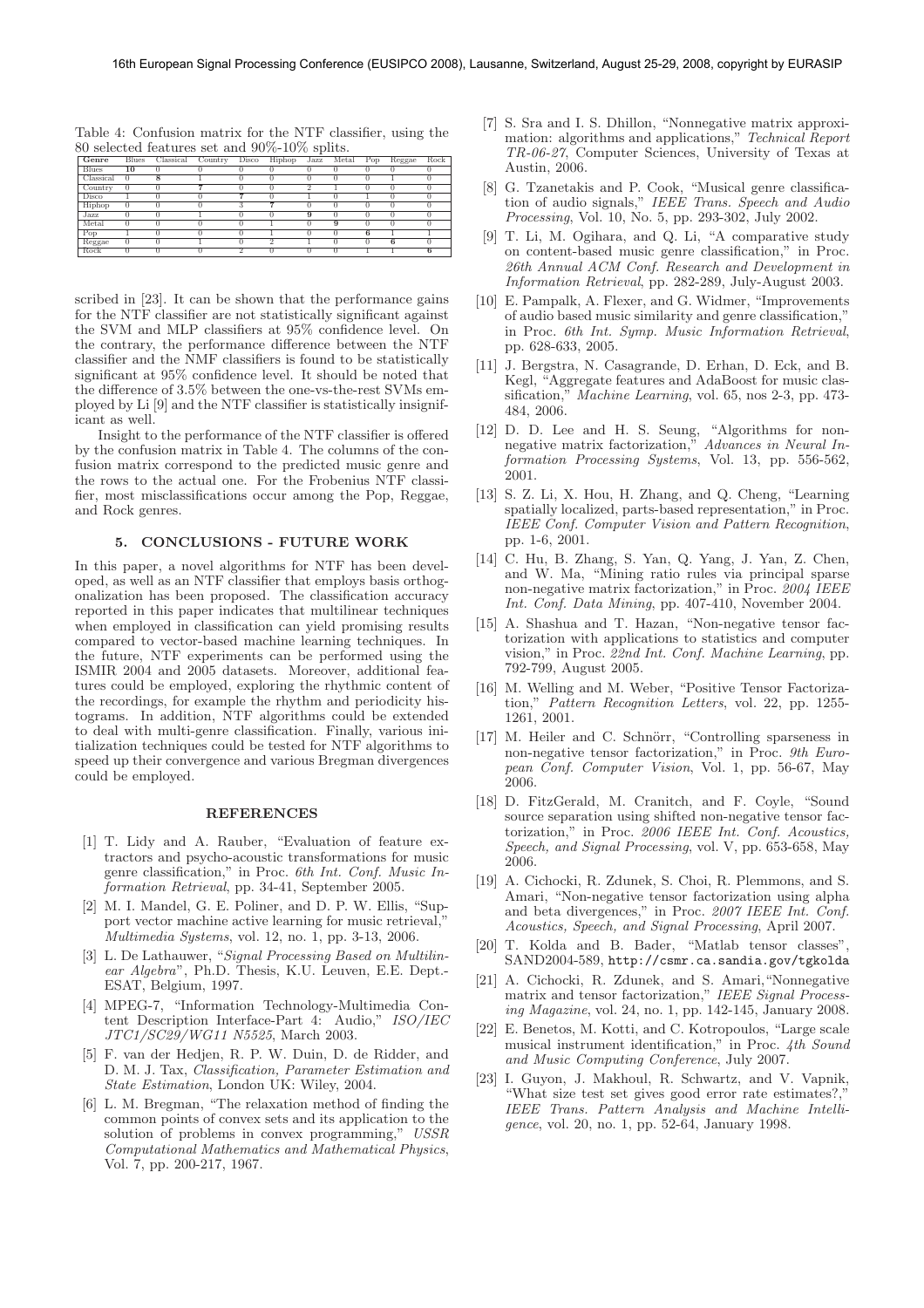Table 4: Confusion matrix for the NTF classifier, using the 80 selected features set and 90%-10% splits.

| Genre | Blues | Classical | Country | Disco | Hiphop | Jazz | Metal | Pop | Reggae | Rock |
|---|---|---|---|---|---|---|---|---|---|---|
| Blues | **10** | 0 | 0 | 0 | 0 | 0 | 0 | 0 | 0 | 0 |
| Classical | 0 | **8** | 1 | 0 | 0 | 0 | 0 | 0 | 1 | 0 |
| Country | 0 | 0 | **7** | 0 | 0 | 2 | 1 | 0 | 0 | 0 |
| Disco | 1 | 0 | 0 | **7** | 0 | 1 | 0 | 1 | 0 | 0 |
| Hiphop | 0 | 0 | 0 | 3 | **7** | 0 | 0 | 0 | 0 | 0 |
| Jazz | 0 | 0 | 1 | 0 | 0 | **9** | 0 | 0 | 0 | 0 |
| Metal | 0 | 0 | 0 | 0 | 1 | 0 | **9** | 0 | 0 | 0 |
| Pop | 1 | 0 | 0 | 0 | 1 | 0 | 0 | **6** | 1 | 1 |
| Reggae | 0 | 0 | 1 | 0 | 2 | 1 | 0 | 0 | **6** | 0 |
| Rock | 0 | 0 | 0 | 2 | 0 | 0 | 0 | 1 | 1 | **6** |

scribed in [23]. It can be shown that the performance gains for the NTF classifier are not statistically significant against the SVM and MLP classifiers at 95% confidence level. On the contrary, the performance difference between the NTF classifier and the NMF classifiers is found to be statistically significant at 95% confidence level. It should be noted that the difference of 3.5% between the one-vs-the-rest SVMs employed by Li [9] and the NTF classifier is statistically insignificant as well.

Insight to the performance of the NTF classifier is offered by the confusion matrix in Table 4. The columns of the confusion matrix correspond to the predicted music genre and the rows to the actual one. For the Frobenius NTF classifier, most misclassifications occur among the Pop, Reggae, and Rock genres.

## 5. CONCLUSIONS - FUTURE WORK

In this paper, a novel algorithms for NTF has been developed, as well as an NTF classifier that employs basis orthogonalization has been proposed. The classification accuracy reported in this paper indicates that multilinear techniques when employed in classification can yield promising results compared to vector-based machine learning techniques. In the future, NTF experiments can be performed using the ISMIR 2004 and 2005 datasets. Moreover, additional features could be employed, exploring the rhythmic content of the recordings, for example the rhythm and periodicity histograms. In addition, NTF algorithms could be extended to deal with multi-genre classification. Finally, various initialization techniques could be tested for NTF algorithms to speed up their convergence and various Bregman divergences could be employed.

## REFERENCES

[1] T. Lidy and A. Rauber, "Evaluation of feature extractors and psycho-acoustic transformations for music genre classification," in Proc. *6th Int. Conf. Music Information Retrieval*, pp. 34-41, September 2005.

[2] M. I. Mandel, G. E. Poliner, and D. P. W. Ellis, "Support vector machine active learning for music retrieval," *Multimedia Systems*, vol. 12, no. 1, pp. 3-13, 2006.

[3] L. De Lathauwer, "*Signal Processing Based on Multilinear Algebra*", Ph.D. Thesis, K.U. Leuven, E.E. Dept.-ESAT, Belgium, 1997.

[4] MPEG-7, "Information Technology-Multimedia Content Description Interface-Part 4: Audio," *ISO/IEC JTC1/SC29/WG11 N5525*, March 2003.

[5] F. van der Hedjen, R. P. W. Duin, D. de Ridder, and D. M. J. Tax, *Classification, Parameter Estimation and State Estimation*, London UK: Wiley, 2004.

[6] L. M. Bregman, "The relaxation method of finding the common points of convex sets and its application to the solution of problems in convex programming," *USSR Computational Mathematics and Mathematical Physics*, Vol. 7, pp. 200-217, 1967.

[7] S. Sra and I. S. Dhillon, "Nonnegative matrix approximation: algorithms and applications," *Technical Report TR-06-27*, Computer Sciences, University of Texas at Austin, 2006.

[8] G. Tzanetakis and P. Cook, "Musical genre classification of audio signals," *IEEE Trans. Speech and Audio Processing*, Vol. 10, No. 5, pp. 293-302, July 2002.

[9] T. Li, M. Ogihara, and Q. Li, "A comparative study on content-based music genre classification," in Proc. *26th Annual ACM Conf. Research and Development in Information Retrieval*, pp. 282-289, July-August 2003.

[10] E. Pampalk, A. Flexer, and G. Widmer, "Improvements of audio based music similarity and genre classification," in Proc. *6th Int. Symp. Music Information Retrieval*, pp. 628-633, 2005.

[11] J. Bergstra, N. Casagrande, D. Erhan, D. Eck, and B. Kegl, "Aggregate features and AdaBoost for music classification," *Machine Learning*, vol. 65, nos 2-3, pp. 473-484, 2006.

[12] D. D. Lee and H. S. Seung, "Algorithms for nonnegative matrix factorization," *Advances in Neural Information Processing Systems*, Vol. 13, pp. 556-562, 2001.

[13] S. Z. Li, X. Hou, H. Zhang, and Q. Cheng, "Learning spatially localized, parts-based representation," in Proc. *IEEE Conf. Computer Vision and Pattern Recognition*, pp. 1-6, 2001.

[14] C. Hu, B. Zhang, S. Yan, Q. Yang, J. Yan, Z. Chen, and W. Ma, "Mining ratio rules via principal sparse non-negative matrix factorization," in Proc. *2004 IEEE Int. Conf. Data Mining*, pp. 407-410, November 2004.

[15] A. Shashua and T. Hazan, "Non-negative tensor factorization with applications to statistics and computer vision," in Proc. *22nd Int. Conf. Machine Learning*, pp. 792-799, August 2005.

[16] M. Welling and M. Weber, "Positive Tensor Factorization," *Pattern Recognition Letters*, vol. 22, pp. 1255-1261, 2001.

[17] M. Heiler and C. Schnörr, "Controlling sparseness in non-negative tensor factorization," in Proc. *9th European Conf. Computer Vision*, Vol. 1, pp. 56-67, May 2006.

[18] D. FitzGerald, M. Cranitch, and F. Coyle, "Sound source separation using shifted non-negative tensor factorization," in Proc. *2006 IEEE Int. Conf. Acoustics, Speech, and Signal Processing*, vol. V, pp. 653-658, May 2006.

[19] A. Cichocki, R. Zdunek, S. Choi, R. Plemmons, and S. Amari, "Non-negative tensor factorization using alpha and beta divergences," in Proc. *2007 IEEE Int. Conf. Acoustics, Speech, and Signal Processing*, April 2007.

[20] T. Kolda and B. Bader, "Matlab tensor classes", SAND2004-589, `http://csmr.ca.sandia.gov/tgkolda`

[21] A. Cichocki, R. Zdunek, and S. Amari,"Nonnegative matrix and tensor factorization," *IEEE Signal Processing Magazine*, vol. 24, no. 1, pp. 142-145, January 2008.

[22] E. Benetos, M. Kotti, and C. Kotropoulos, "Large scale musical instrument identification," in Proc. *4th Sound and Music Computing Conference*, July 2007.

[23] I. Guyon, J. Makhoul, R. Schwartz, and V. Vapnik, "What size test set gives good error rate estimates?," *IEEE Trans. Pattern Analysis and Machine Intelligence*, vol. 20, no. 1, pp. 52-64, January 1998.